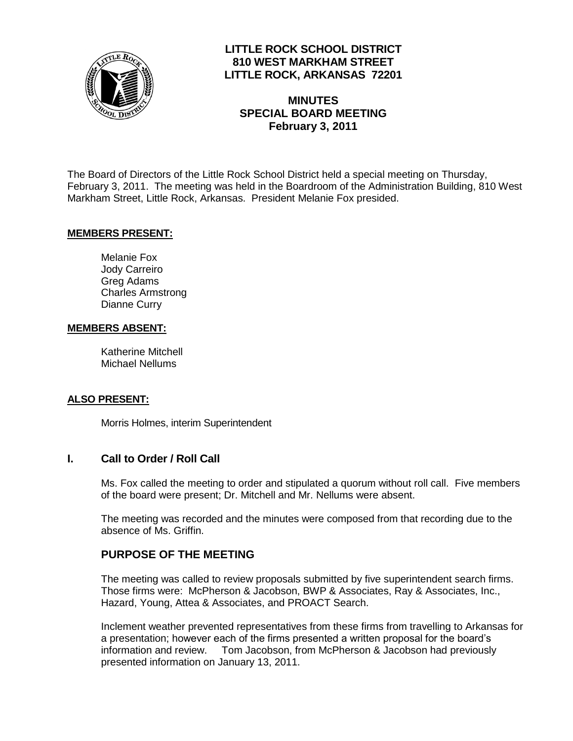**LITTLE ROCK SCHOOL DISTRICT**
**810 WEST MARKHAM STREET**
**LITTLE ROCK, ARKANSAS 72201**

# MINUTES
## SPECIAL BOARD MEETING
**February 3, 2011**

The Board of Directors of the Little Rock School District held a special meeting on Thursday, February 3, 2011. The meeting was held in the Boardroom of the Administration Building, 810 West Markham Street, Little Rock, Arkansas. President Melanie Fox presided.

**MEMBERS PRESENT:**

Melanie Fox
Jody Carreiro
Greg Adams
Charles Armstrong
Dianne Curry

**MEMBERS ABSENT:**

Katherine Mitchell
Michael Nellums

**ALSO PRESENT:**

Morris Holmes, interim Superintendent

## I. Call to Order / Roll Call

Ms. Fox called the meeting to order and stipulated a quorum without roll call. Five members of the board were present; Dr. Mitchell and Mr. Nellums were absent.

The meeting was recorded and the minutes were composed from that recording due to the absence of Ms. Griffin.

## PURPOSE OF THE MEETING

The meeting was called to review proposals submitted by five superintendent search firms. Those firms were: McPherson & Jacobson, BWP & Associates, Ray & Associates, Inc., Hazard, Young, Attea & Associates, and PROACT Search.

Inclement weather prevented representatives from these firms from travelling to Arkansas for a presentation; however each of the firms presented a written proposal for the board's information and review. Tom Jacobson, from McPherson & Jacobson had previously presented information on January 13, 2011.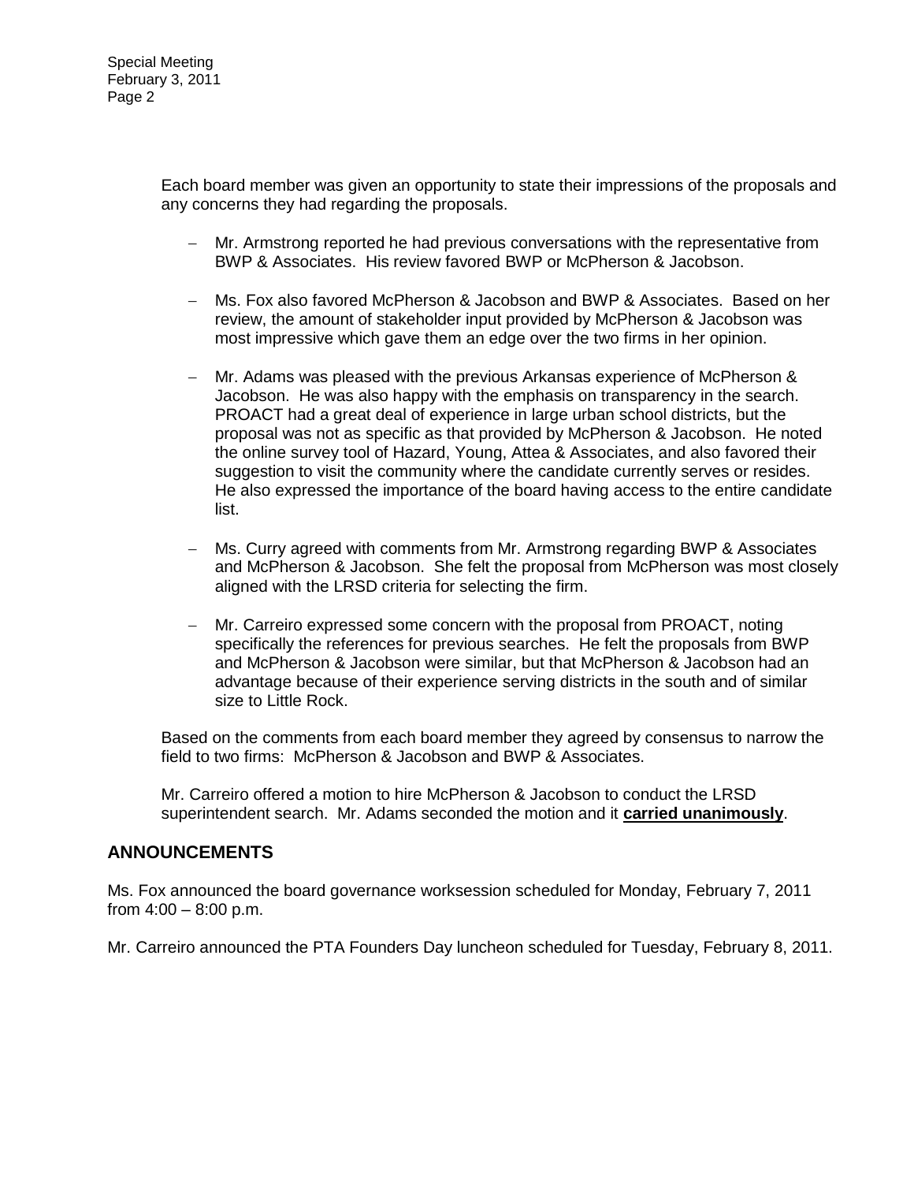Each board member was given an opportunity to state their impressions of the proposals and any concerns they had regarding the proposals.

- Mr. Armstrong reported he had previous conversations with the representative from BWP & Associates. His review favored BWP or McPherson & Jacobson.
- Ms. Fox also favored McPherson & Jacobson and BWP & Associates. Based on her review, the amount of stakeholder input provided by McPherson & Jacobson was most impressive which gave them an edge over the two firms in her opinion.
- Mr. Adams was pleased with the previous Arkansas experience of McPherson & Jacobson. He was also happy with the emphasis on transparency in the search. PROACT had a great deal of experience in large urban school districts, but the proposal was not as specific as that provided by McPherson & Jacobson. He noted the online survey tool of Hazard, Young, Attea & Associates, and also favored their suggestion to visit the community where the candidate currently serves or resides. He also expressed the importance of the board having access to the entire candidate list.
- Ms. Curry agreed with comments from Mr. Armstrong regarding BWP & Associates and McPherson & Jacobson. She felt the proposal from McPherson was most closely aligned with the LRSD criteria for selecting the firm.
- Mr. Carreiro expressed some concern with the proposal from PROACT, noting specifically the references for previous searches. He felt the proposals from BWP and McPherson & Jacobson were similar, but that McPherson & Jacobson had an advantage because of their experience serving districts in the south and of similar size to Little Rock.

Based on the comments from each board member they agreed by consensus to narrow the field to two firms: McPherson & Jacobson and BWP & Associates.

Mr. Carreiro offered a motion to hire McPherson & Jacobson to conduct the LRSD superintendent search. Mr. Adams seconded the motion and it **carried unanimously**.

## ANNOUNCEMENTS

Ms. Fox announced the board governance worksession scheduled for Monday, February 7, 2011 from 4:00 – 8:00 p.m.

Mr. Carreiro announced the PTA Founders Day luncheon scheduled for Tuesday, February 8, 2011.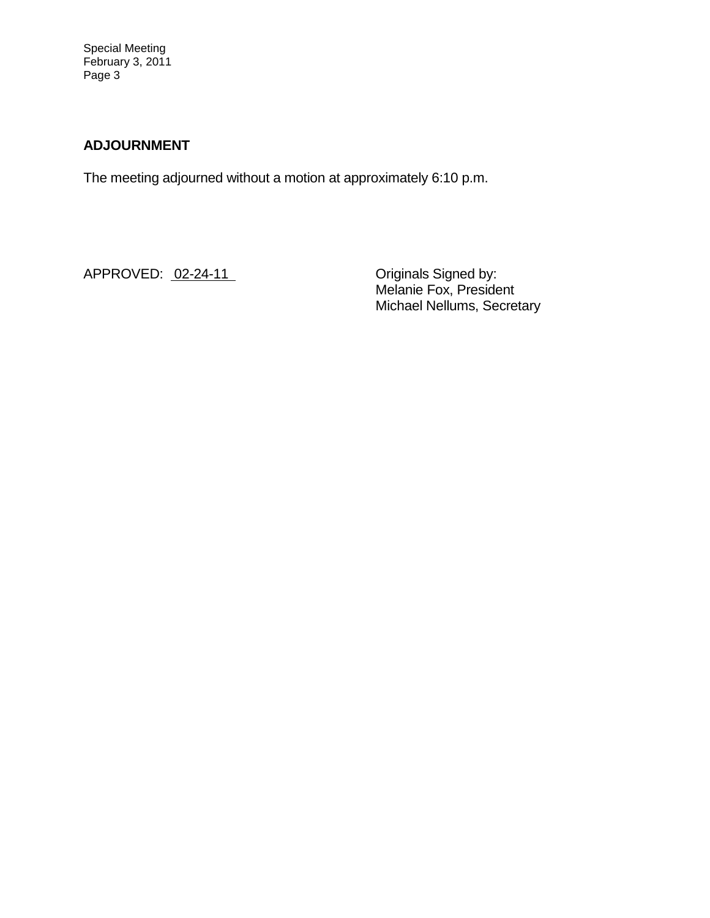## ADJOURNMENT

The meeting adjourned without a motion at approximately 6:10 p.m.

APPROVED: 02-24-11

Originals Signed by:
Melanie Fox, President
Michael Nellums, Secretary